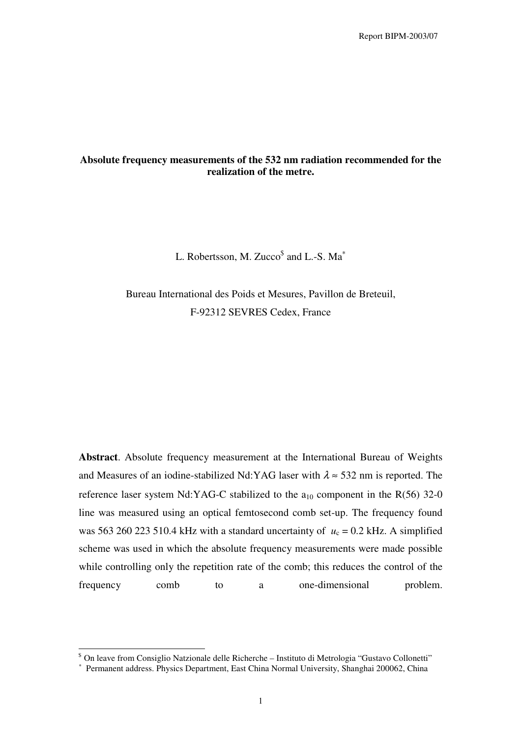**Absolute frequency measurements of the 532 nm radiation recommended for the realization of the metre.**

L. Robertsson, M. Zucco[$] and L.-S. Ma[*]

Bureau International des Poids et Mesures, Pavillon de Breteuil,
F-92312 SEVRES Cedex, France

**Abstract**. Absolute frequency measurement at the International Bureau of Weights and Measures of an iodine-stabilized Nd:YAG laser with $\lambda \approx 532$ nm is reported. The reference laser system Nd:YAG-C stabilized to the $a_{10}$ component in the R(56) 32-0 line was measured using an optical femtosecond comb set-up. The frequency found was 563 260 223 510.4 kHz with a standard uncertainty of $u_c = 0.2$ kHz. A simplified scheme was used in which the absolute frequency measurements were made possible while controlling only the repetition rate of the comb; this reduces the control of the frequency comb to a one-dimensional problem.

[$] On leave from Consiglio Natzionale delle Richerche – Instituto di Metrologia "Gustavo Collonetti"
[*] Permanent address. Physics Department, East China Normal University, Shanghai 200062, China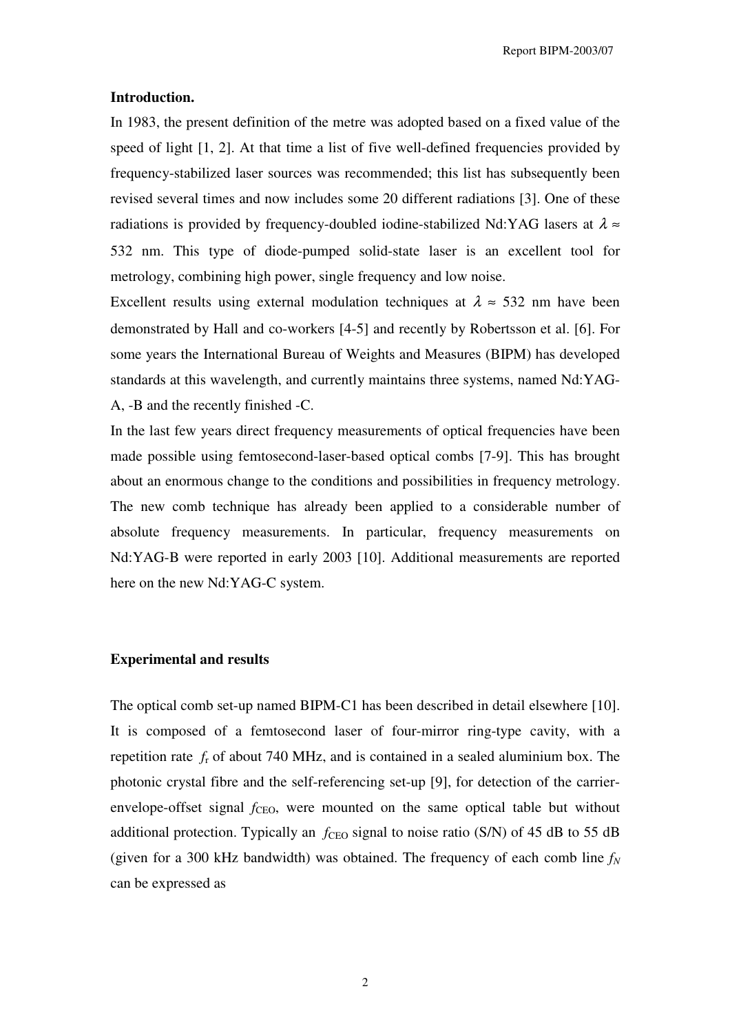**Introduction.**

In 1983, the present definition of the metre was adopted based on a fixed value of the speed of light [1, 2]. At that time a list of five well-defined frequencies provided by frequency-stabilized laser sources was recommended; this list has subsequently been revised several times and now includes some 20 different radiations [3]. One of these radiations is provided by frequency-doubled iodine-stabilized Nd:YAG lasers at $\lambda \approx$ 532 nm. This type of diode-pumped solid-state laser is an excellent tool for metrology, combining high power, single frequency and low noise.

Excellent results using external modulation techniques at $\lambda \approx$ 532 nm have been demonstrated by Hall and co-workers [4-5] and recently by Robertsson et al. [6]. For some years the International Bureau of Weights and Measures (BIPM) has developed standards at this wavelength, and currently maintains three systems, named Nd:YAG-A, -B and the recently finished -C.

In the last few years direct frequency measurements of optical frequencies have been made possible using femtosecond-laser-based optical combs [7-9]. This has brought about an enormous change to the conditions and possibilities in frequency metrology. The new comb technique has already been applied to a considerable number of absolute frequency measurements. In particular, frequency measurements on Nd:YAG-B were reported in early 2003 [10]. Additional measurements are reported here on the new Nd:YAG-C system.

**Experimental and results**

The optical comb set-up named BIPM-C1 has been described in detail elsewhere [10]. It is composed of a femtosecond laser of four-mirror ring-type cavity, with a repetition rate $f_r$ of about 740 MHz, and is contained in a sealed aluminium box. The photonic crystal fibre and the self-referencing set-up [9], for detection of the carrier-envelope-offset signal $f_{CEO}$, were mounted on the same optical table but without additional protection. Typically an $f_{CEO}$ signal to noise ratio (S/N) of 45 dB to 55 dB (given for a 300 kHz bandwidth) was obtained. The frequency of each comb line $f_N$ can be expressed as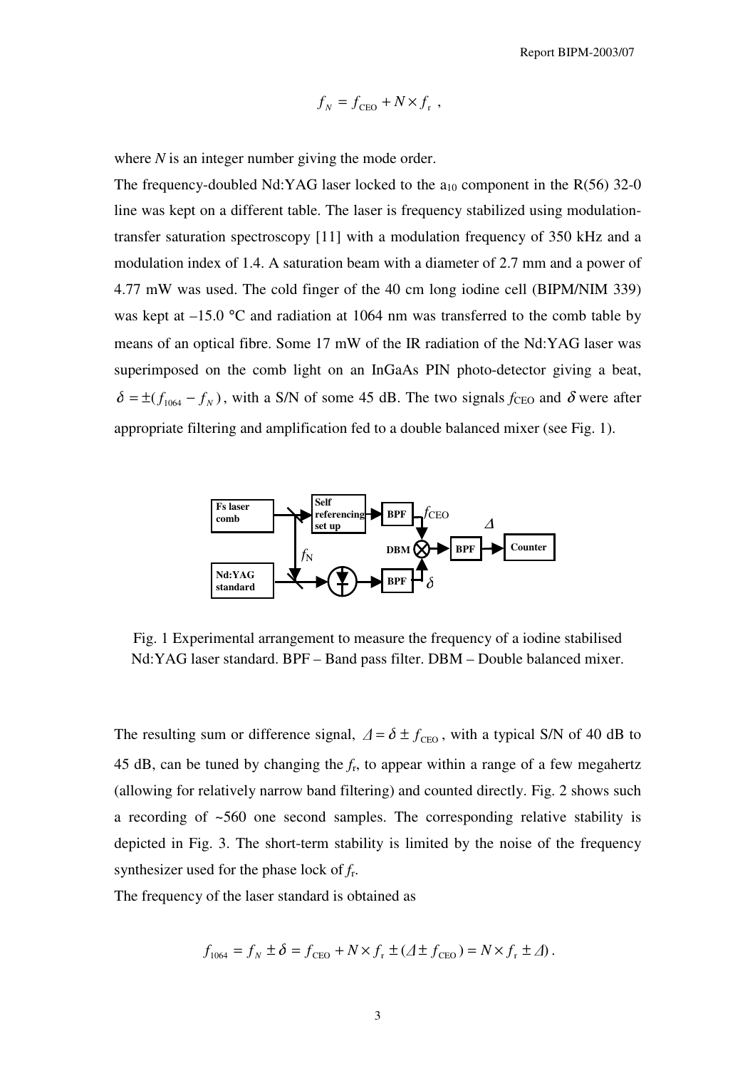$$f_N = f_{\mathrm{CEO}} + N \times f_{\mathrm{r}} \ ,$$

where *N* is an integer number giving the mode order.

The frequency-doubled Nd:YAG laser locked to the $a_{10}$ component in the R(56) 32-0 line was kept on a different table. The laser is frequency stabilized using modulation-transfer saturation spectroscopy [11] with a modulation frequency of 350 kHz and a modulation index of 1.4. A saturation beam with a diameter of 2.7 mm and a power of 4.77 mW was used. The cold finger of the 40 cm long iodine cell (BIPM/NIM 339) was kept at –15.0 °C and radiation at 1064 nm was transferred to the comb table by means of an optical fibre. Some 17 mW of the IR radiation of the Nd:YAG laser was superimposed on the comb light on an InGaAs PIN photo-detector giving a beat, $\delta = \pm(f_{1064} - f_N)$, with a S/N of some 45 dB. The two signals $f_{\mathrm{CEO}}$ and $\delta$ were after appropriate filtering and amplification fed to a double balanced mixer (see Fig. 1).

Fig. 1 Experimental arrangement to measure the frequency of a iodine stabilised Nd:YAG laser standard. BPF – Band pass filter. DBM – Double balanced mixer.

The resulting sum or difference signal, $\Delta = \delta \pm f_{\mathrm{CEO}}$, with a typical S/N of 40 dB to 45 dB, can be tuned by changing the $f_{\mathrm{r}}$, to appear within a range of a few megahertz (allowing for relatively narrow band filtering) and counted directly. Fig. 2 shows such a recording of ~560 one second samples. The corresponding relative stability is depicted in Fig. 3. The short-term stability is limited by the noise of the frequency synthesizer used for the phase lock of $f_{\mathrm{r}}$.

The frequency of the laser standard is obtained as

$$f_{1064} = f_N \pm \delta = f_{\mathrm{CEO}} + N \times f_{\mathrm{r}} \pm (\Delta \pm f_{\mathrm{CEO}}) = N \times f_{\mathrm{r}} \pm \Delta) \, .$$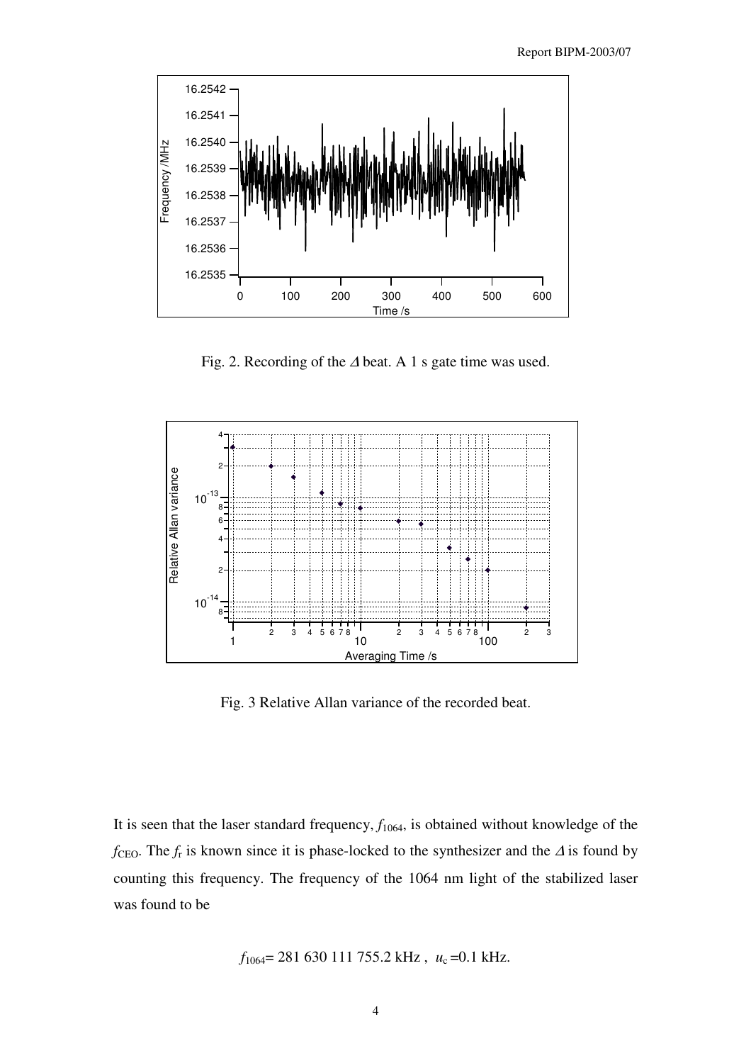Fig. 2. Recording of the $\Delta$ beat. A 1 s gate time was used.

Fig. 3 Relative Allan variance of the recorded beat.

It is seen that the laser standard frequency, $f_{1064}$, is obtained without knowledge of the $f_{CEO}$. The $f_r$ is known since it is phase-locked to the synthesizer and the $\Delta$ is found by counting this frequency. The frequency of the 1064 nm light of the stabilized laser was found to be

$$f_{1064} = 281\ 630\ 111\ 755.2 \text{ kHz}, \quad u_c = 0.1 \text{ kHz}.$$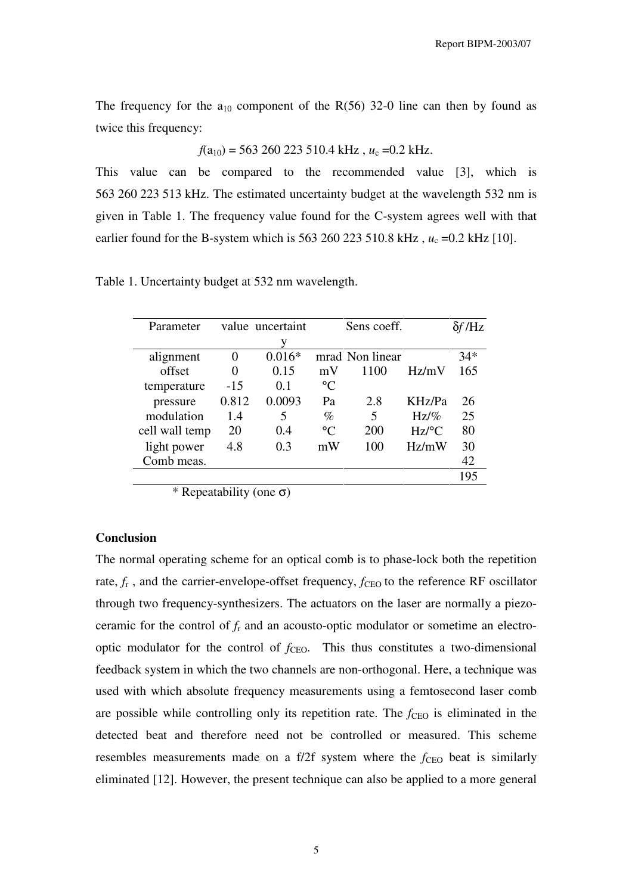The frequency for the $a_{10}$ component of the R(56) 32-0 line can then by found as twice this frequency:

$$f(a_{10}) = 563\ 260\ 223\ 510.4 \text{ kHz},\ u_c = 0.2 \text{ kHz}.$$

This value can be compared to the recommended value [3], which is 563 260 223 513 kHz. The estimated uncertainty budget at the wavelength 532 nm is given in Table 1. The frequency value found for the C-system agrees well with that earlier found for the B-system which is 563 260 223 510.8 kHz , $u_c$ =0.2 kHz [10].

Table 1. Uncertainty budget at 532 nm wavelength.

| Parameter | value | uncertainty | | Sens coeff. | | $\delta f$ /Hz |
|---|---|---|---|---|---|---|
| alignment | 0 | 0.016* | mrad | Non linear | | 34* |
| offset | 0 | 0.15 | mV | 1100 | Hz/mV | 165 |
| temperature | -15 | 0.1 | °C | | | |
| pressure | 0.812 | 0.0093 | Pa | 2.8 | KHz/Pa | 26 |
| modulation | 1.4 | 5 | % | 5 | Hz/% | 25 |
| cell wall temp | 20 | 0.4 | °C | 200 | Hz/°C | 80 |
| light power | 4.8 | 0.3 | mW | 100 | Hz/mW | 30 |
| Comb meas. | | | | | | 42 |
| | | | | | | 195 |

\* Repeatability (one σ)

**Conclusion**

The normal operating scheme for an optical comb is to phase-lock both the repetition rate, $f_r$ , and the carrier-envelope-offset frequency, $f_{CEO}$ to the reference RF oscillator through two frequency-synthesizers. The actuators on the laser are normally a piezo-ceramic for the control of $f_r$ and an acousto-optic modulator or sometime an electro-optic modulator for the control of $f_{CEO}$. This thus constitutes a two-dimensional feedback system in which the two channels are non-orthogonal. Here, a technique was used with which absolute frequency measurements using a femtosecond laser comb are possible while controlling only its repetition rate. The $f_{CEO}$ is eliminated in the detected beat and therefore need not be controlled or measured. This scheme resembles measurements made on a f/2f system where the $f_{CEO}$ beat is similarly eliminated [12]. However, the present technique can also be applied to a more general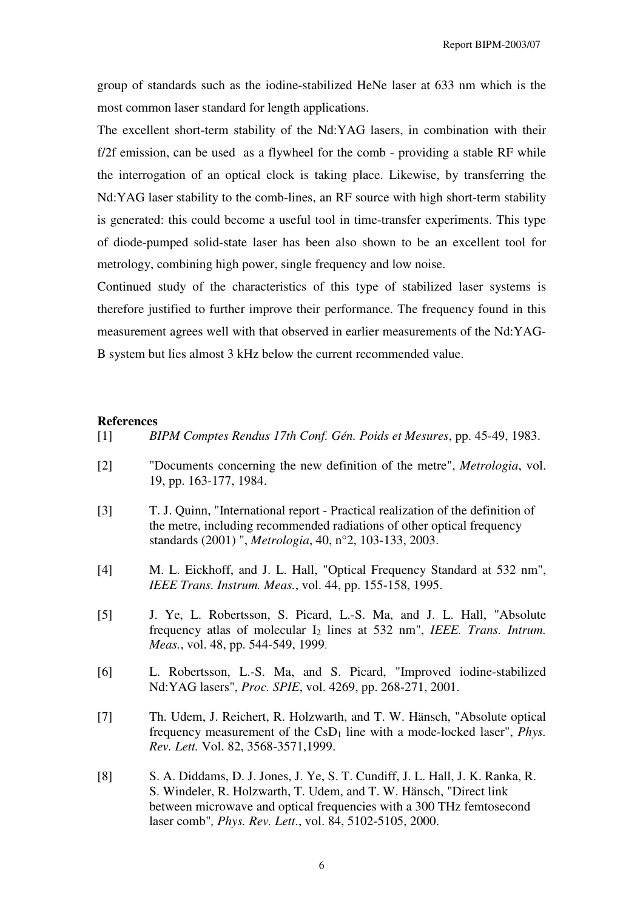group of standards such as the iodine-stabilized HeNe laser at 633 nm which is the most common laser standard for length applications.

The excellent short-term stability of the Nd:YAG lasers, in combination with their f/2f emission, can be used as a flywheel for the comb - providing a stable RF while the interrogation of an optical clock is taking place. Likewise, by transferring the Nd:YAG laser stability to the comb-lines, an RF source with high short-term stability is generated: this could become a useful tool in time-transfer experiments. This type of diode-pumped solid-state laser has been also shown to be an excellent tool for metrology, combining high power, single frequency and low noise.

Continued study of the characteristics of this type of stabilized laser systems is therefore justified to further improve their performance. The frequency found in this measurement agrees well with that observed in earlier measurements of the Nd:YAG-B system but lies almost 3 kHz below the current recommended value.

**References**

[1] *BIPM Comptes Rendus 17th Conf. Gén. Poids et Mesures*, pp. 45-49, 1983.

[2] "Documents concerning the new definition of the metre", *Metrologia*, vol. 19, pp. 163-177, 1984.

[3] T. J. Quinn, "International report - Practical realization of the definition of the metre, including recommended radiations of other optical frequency standards (2001) ", *Metrologia*, 40, n°2, 103-133, 2003.

[4] M. L. Eickhoff, and J. L. Hall, "Optical Frequency Standard at 532 nm", *IEEE Trans. Instrum. Meas.*, vol. 44, pp. 155-158, 1995.

[5] J. Ye, L. Robertsson, S. Picard, L.-S. Ma, and J. L. Hall, "Absolute frequency atlas of molecular $I_2$ lines at 532 nm", *IEEE. Trans. Intrum. Meas.*, vol. 48, pp. 544-549, 1999.

[6] L. Robertsson, L.-S. Ma, and S. Picard, "Improved iodine-stabilized Nd:YAG lasers", *Proc. SPIE*, vol. 4269, pp. 268-271, 2001.

[7] Th. Udem, J. Reichert, R. Holzwarth, and T. W. Hänsch, "Absolute optical frequency measurement of the $CsD_1$ line with a mode-locked laser", *Phys. Rev. Lett.* Vol. 82, 3568-3571,1999.

[8] S. A. Diddams, D. J. Jones, J. Ye, S. T. Cundiff, J. L. Hall, J. K. Ranka, R. S. Windeler, R. Holzwarth, T. Udem, and T. W. Hänsch, "Direct link between microwave and optical frequencies with a 300 THz femtosecond laser comb", *Phys. Rev. Lett*., vol. 84, 5102-5105, 2000.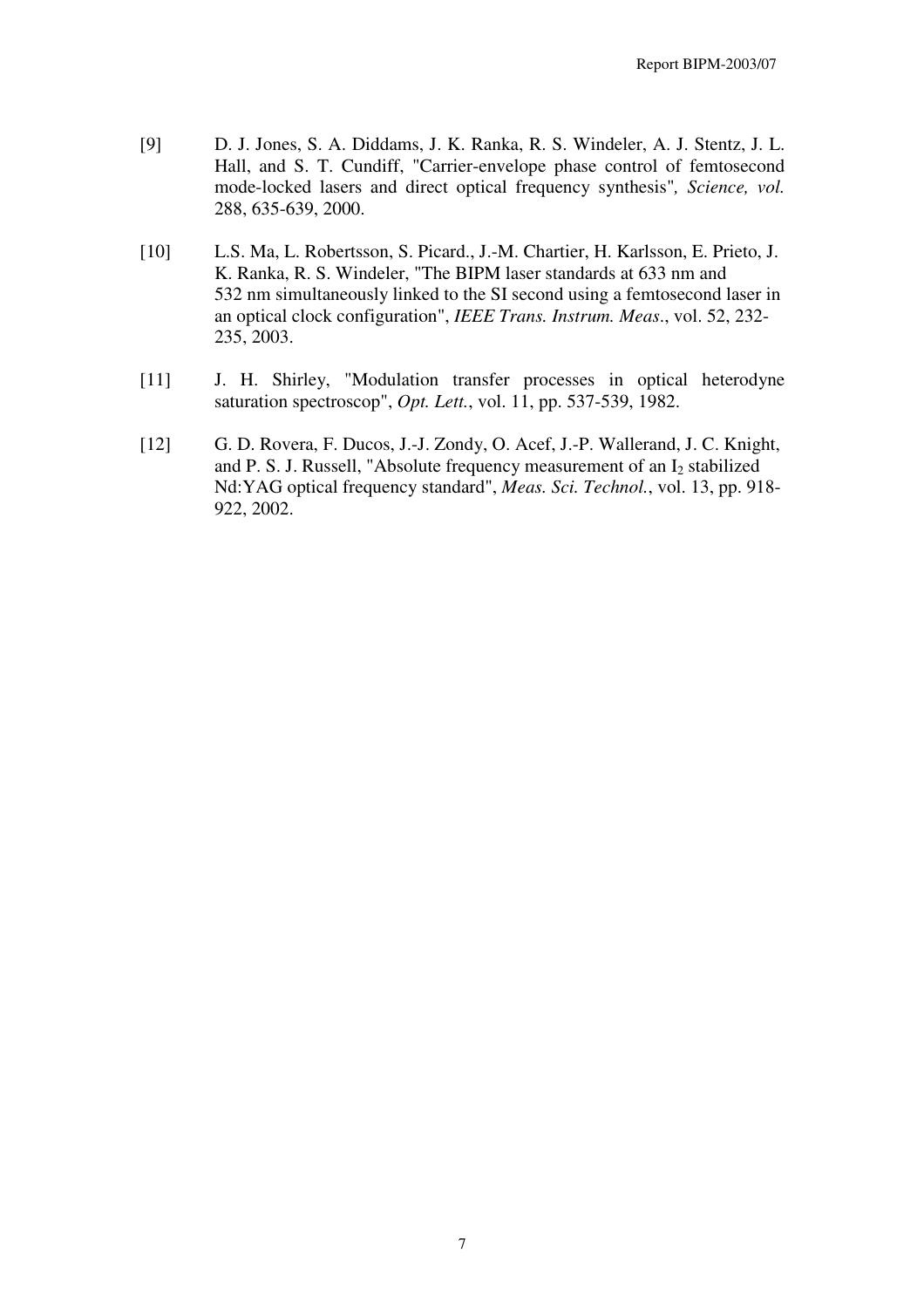[9] D. J. Jones, S. A. Diddams, J. K. Ranka, R. S. Windeler, A. J. Stentz, J. L. Hall, and S. T. Cundiff, "Carrier-envelope phase control of femtosecond mode-locked lasers and direct optical frequency synthesis", *Science, vol.* 288, 635-639, 2000.

[10] L.S. Ma, L. Robertsson, S. Picard., J.-M. Chartier, H. Karlsson, E. Prieto, J. K. Ranka, R. S. Windeler, "The BIPM laser standards at 633 nm and 532 nm simultaneously linked to the SI second using a femtosecond laser in an optical clock configuration", *IEEE Trans. Instrum. Meas*., vol. 52, 232-235, 2003.

[11] J. H. Shirley, "Modulation transfer processes in optical heterodyne saturation spectroscop", *Opt. Lett.*, vol. 11, pp. 537-539, 1982.

[12] G. D. Rovera, F. Ducos, J.-J. Zondy, O. Acef, J.-P. Wallerand, J. C. Knight, and P. S. J. Russell, "Absolute frequency measurement of an $I_2$ stabilized Nd:YAG optical frequency standard", *Meas. Sci. Technol.*, vol. 13, pp. 918-922, 2002.